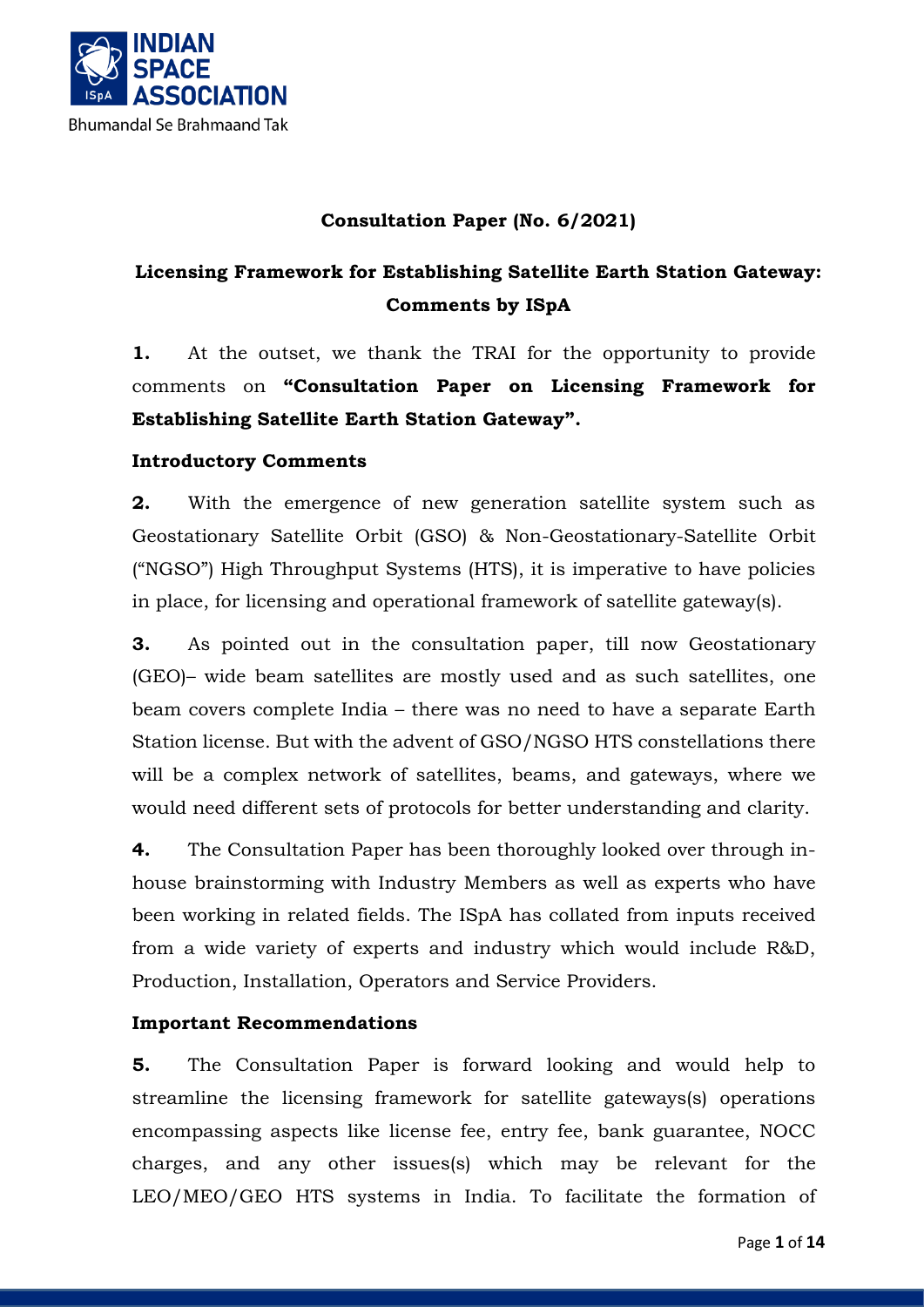INDIAN SPACE ASSOCIATION

Bhumandal Se Brahmaand Tak

**Consultation Paper (No. 6/2021)**

**Licensing Framework for Establishing Satellite Earth Station Gateway: Comments by ISpA**

**1.** At the outset, we thank the TRAI for the opportunity to provide comments on **"Consultation Paper on Licensing Framework for Establishing Satellite Earth Station Gateway".**

**Introductory Comments**

**2.** With the emergence of new generation satellite system such as Geostationary Satellite Orbit (GSO) & Non-Geostationary-Satellite Orbit ("NGSO") High Throughput Systems (HTS), it is imperative to have policies in place, for licensing and operational framework of satellite gateway(s).

**3.** As pointed out in the consultation paper, till now Geostationary (GEO)– wide beam satellites are mostly used and as such satellites, one beam covers complete India – there was no need to have a separate Earth Station license. But with the advent of GSO/NGSO HTS constellations there will be a complex network of satellites, beams, and gateways, where we would need different sets of protocols for better understanding and clarity.

**4.** The Consultation Paper has been thoroughly looked over through in-house brainstorming with Industry Members as well as experts who have been working in related fields. The ISpA has collated from inputs received from a wide variety of experts and industry which would include R&D, Production, Installation, Operators and Service Providers.

**Important Recommendations**

**5.** The Consultation Paper is forward looking and would help to streamline the licensing framework for satellite gateways(s) operations encompassing aspects like license fee, entry fee, bank guarantee, NOCC charges, and any other issues(s) which may be relevant for the LEO/MEO/GEO HTS systems in India. To facilitate the formation of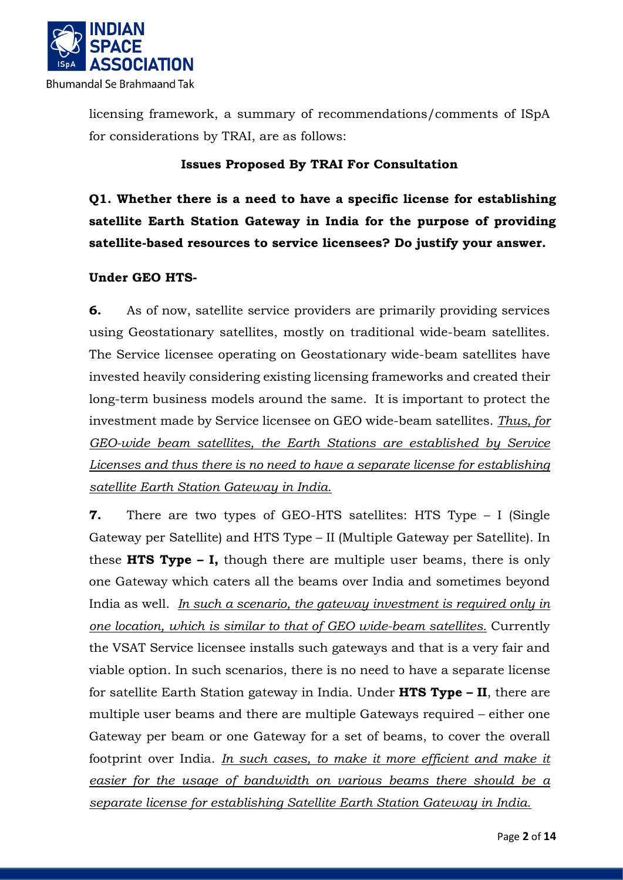licensing framework, a summary of recommendations/comments of ISpA for considerations by TRAI, are as follows:

**Issues Proposed By TRAI For Consultation**

**Q1. Whether there is a need to have a specific license for establishing satellite Earth Station Gateway in India for the purpose of providing satellite-based resources to service licensees? Do justify your answer.**

**Under GEO HTS-**

**6.** As of now, satellite service providers are primarily providing services using Geostationary satellites, mostly on traditional wide-beam satellites. The Service licensee operating on Geostationary wide-beam satellites have invested heavily considering existing licensing frameworks and created their long-term business models around the same. It is important to protect the investment made by Service licensee on GEO wide-beam satellites. *Thus, for GEO-wide beam satellites, the Earth Stations are established by Service Licenses and thus there is no need to have a separate license for establishing satellite Earth Station Gateway in India.*

**7.** There are two types of GEO-HTS satellites: HTS Type – I (Single Gateway per Satellite) and HTS Type – II (Multiple Gateway per Satellite). In these **HTS Type – I,** though there are multiple user beams, there is only one Gateway which caters all the beams over India and sometimes beyond India as well. *In such a scenario, the gateway investment is required only in one location, which is similar to that of GEO wide-beam satellites.* Currently the VSAT Service licensee installs such gateways and that is a very fair and viable option. In such scenarios, there is no need to have a separate license for satellite Earth Station gateway in India. Under **HTS Type – II**, there are multiple user beams and there are multiple Gateways required – either one Gateway per beam or one Gateway for a set of beams, to cover the overall footprint over India. *In such cases, to make it more efficient and make it easier for the usage of bandwidth on various beams there should be a separate license for establishing Satellite Earth Station Gateway in India.*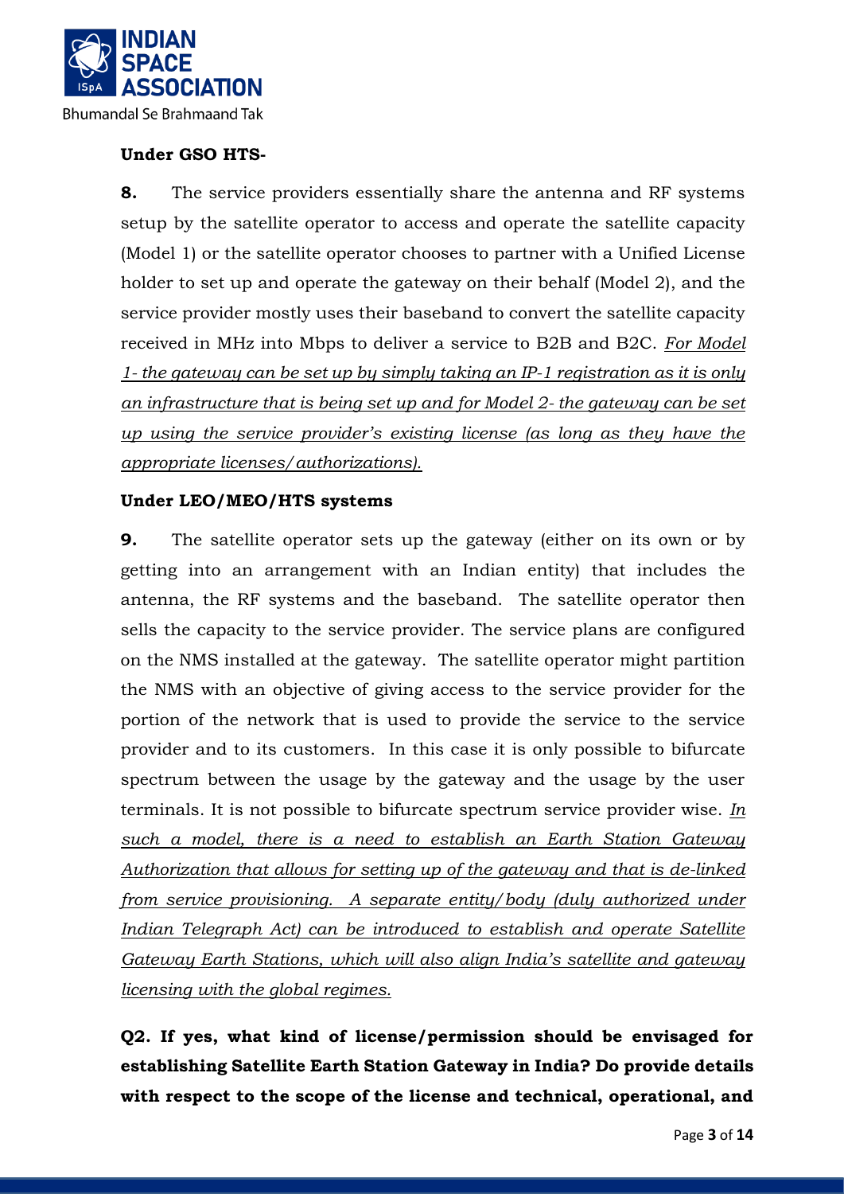**Under GSO HTS-**

**8.** The service providers essentially share the antenna and RF systems setup by the satellite operator to access and operate the satellite capacity (Model 1) or the satellite operator chooses to partner with a Unified License holder to set up and operate the gateway on their behalf (Model 2), and the service provider mostly uses their baseband to convert the satellite capacity received in MHz into Mbps to deliver a service to B2B and B2C. <u>*For Model 1- the gateway can be set up by simply taking an IP-1 registration as it is only an infrastructure that is being set up and for Model 2- the gateway can be set up using the service provider's existing license (as long as they have the appropriate licenses/authorizations).*</u>

**Under LEO/MEO/HTS systems**

**9.** The satellite operator sets up the gateway (either on its own or by getting into an arrangement with an Indian entity) that includes the antenna, the RF systems and the baseband. The satellite operator then sells the capacity to the service provider. The service plans are configured on the NMS installed at the gateway. The satellite operator might partition the NMS with an objective of giving access to the service provider for the portion of the network that is used to provide the service to the service provider and to its customers. In this case it is only possible to bifurcate spectrum between the usage by the gateway and the usage by the user terminals. It is not possible to bifurcate spectrum service provider wise. <u>*In such a model, there is a need to establish an Earth Station Gateway Authorization that allows for setting up of the gateway and that is de-linked from service provisioning. A separate entity/body (duly authorized under Indian Telegraph Act) can be introduced to establish and operate Satellite Gateway Earth Stations, which will also align India's satellite and gateway licensing with the global regimes.*</u>

**Q2. If yes, what kind of license/permission should be envisaged for establishing Satellite Earth Station Gateway in India? Do provide details with respect to the scope of the license and technical, operational, and**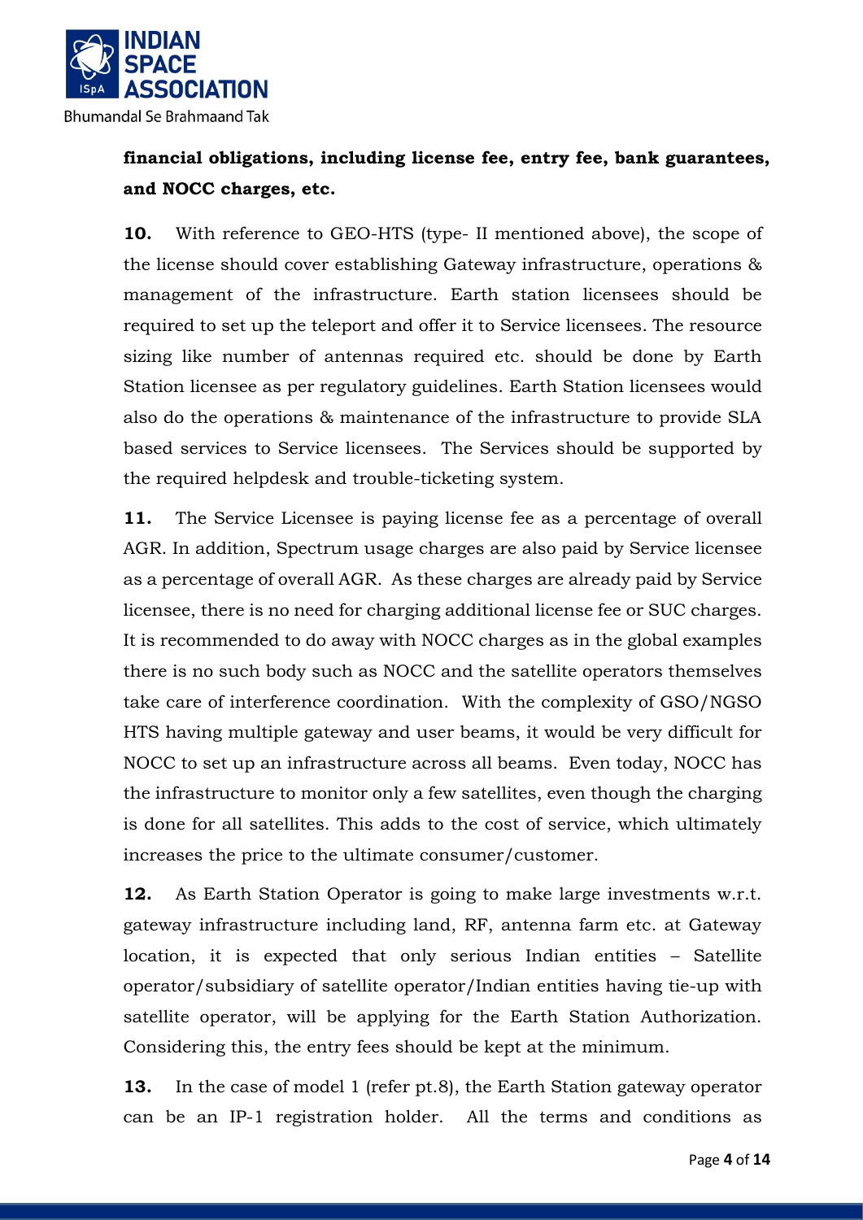**financial obligations, including license fee, entry fee, bank guarantees, and NOCC charges, etc.**

**10.** With reference to GEO-HTS (type- II mentioned above), the scope of the license should cover establishing Gateway infrastructure, operations & management of the infrastructure. Earth station licensees should be required to set up the teleport and offer it to Service licensees. The resource sizing like number of antennas required etc. should be done by Earth Station licensee as per regulatory guidelines. Earth Station licensees would also do the operations & maintenance of the infrastructure to provide SLA based services to Service licensees. The Services should be supported by the required helpdesk and trouble-ticketing system.

**11.** The Service Licensee is paying license fee as a percentage of overall AGR. In addition, Spectrum usage charges are also paid by Service licensee as a percentage of overall AGR. As these charges are already paid by Service licensee, there is no need for charging additional license fee or SUC charges. It is recommended to do away with NOCC charges as in the global examples there is no such body such as NOCC and the satellite operators themselves take care of interference coordination. With the complexity of GSO/NGSO HTS having multiple gateway and user beams, it would be very difficult for NOCC to set up an infrastructure across all beams. Even today, NOCC has the infrastructure to monitor only a few satellites, even though the charging is done for all satellites. This adds to the cost of service, which ultimately increases the price to the ultimate consumer/customer.

**12.** As Earth Station Operator is going to make large investments w.r.t. gateway infrastructure including land, RF, antenna farm etc. at Gateway location, it is expected that only serious Indian entities – Satellite operator/subsidiary of satellite operator/Indian entities having tie-up with satellite operator, will be applying for the Earth Station Authorization. Considering this, the entry fees should be kept at the minimum.

**13.** In the case of model 1 (refer pt.8), the Earth Station gateway operator can be an IP-1 registration holder. All the terms and conditions as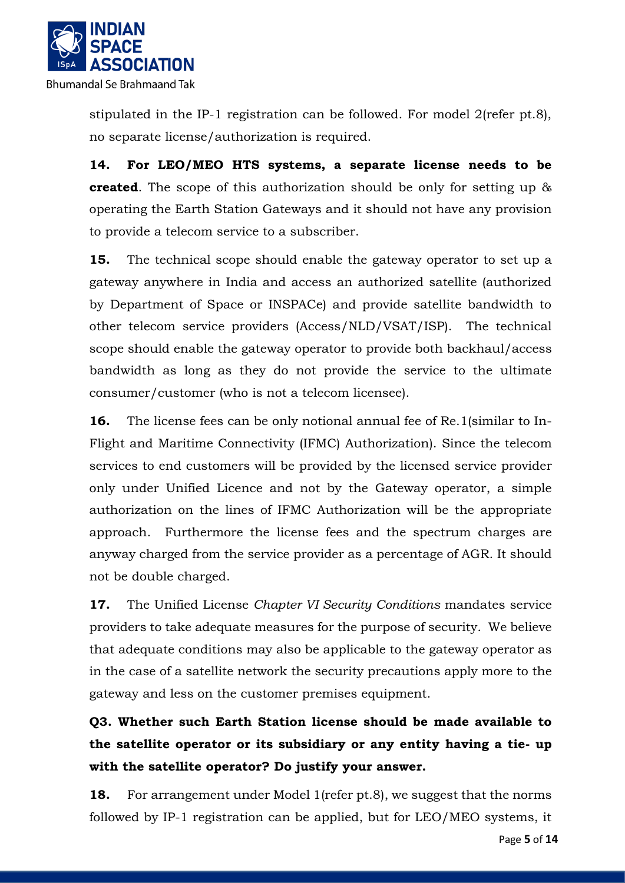stipulated in the IP-1 registration can be followed. For model 2(refer pt.8), no separate license/authorization is required.

**14. For LEO/MEO HTS systems, a separate license needs to be created**. The scope of this authorization should be only for setting up & operating the Earth Station Gateways and it should not have any provision to provide a telecom service to a subscriber.

**15.** The technical scope should enable the gateway operator to set up a gateway anywhere in India and access an authorized satellite (authorized by Department of Space or INSPACe) and provide satellite bandwidth to other telecom service providers (Access/NLD/VSAT/ISP). The technical scope should enable the gateway operator to provide both backhaul/access bandwidth as long as they do not provide the service to the ultimate consumer/customer (who is not a telecom licensee).

**16.** The license fees can be only notional annual fee of Re.1(similar to In-Flight and Maritime Connectivity (IFMC) Authorization). Since the telecom services to end customers will be provided by the licensed service provider only under Unified Licence and not by the Gateway operator, a simple authorization on the lines of IFMC Authorization will be the appropriate approach. Furthermore the license fees and the spectrum charges are anyway charged from the service provider as a percentage of AGR. It should not be double charged.

**17.** The Unified License *Chapter VI Security Conditions* mandates service providers to take adequate measures for the purpose of security. We believe that adequate conditions may also be applicable to the gateway operator as in the case of a satellite network the security precautions apply more to the gateway and less on the customer premises equipment.

**Q3. Whether such Earth Station license should be made available to the satellite operator or its subsidiary or any entity having a tie- up with the satellite operator? Do justify your answer.**

**18.** For arrangement under Model 1(refer pt.8), we suggest that the norms followed by IP-1 registration can be applied, but for LEO/MEO systems, it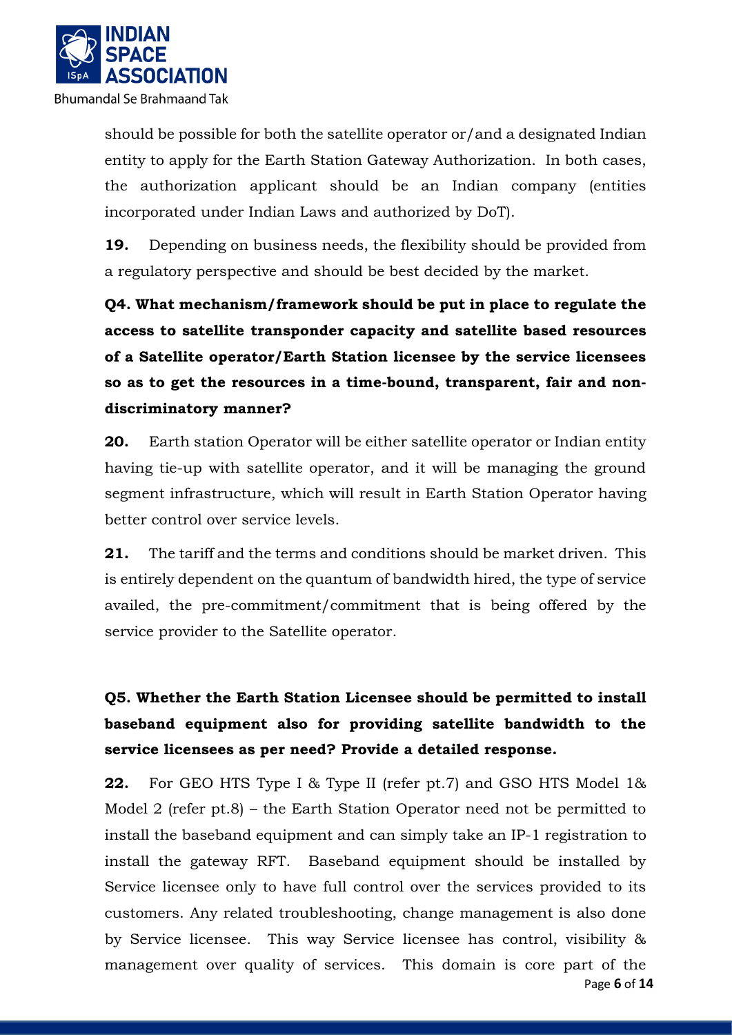should be possible for both the satellite operator or/and a designated Indian entity to apply for the Earth Station Gateway Authorization. In both cases, the authorization applicant should be an Indian company (entities incorporated under Indian Laws and authorized by DoT).

**19.** Depending on business needs, the flexibility should be provided from a regulatory perspective and should be best decided by the market.

**Q4. What mechanism/framework should be put in place to regulate the access to satellite transponder capacity and satellite based resources of a Satellite operator/Earth Station licensee by the service licensees so as to get the resources in a time-bound, transparent, fair and non-discriminatory manner?**

**20.** Earth station Operator will be either satellite operator or Indian entity having tie-up with satellite operator, and it will be managing the ground segment infrastructure, which will result in Earth Station Operator having better control over service levels.

**21.** The tariff and the terms and conditions should be market driven. This is entirely dependent on the quantum of bandwidth hired, the type of service availed, the pre-commitment/commitment that is being offered by the service provider to the Satellite operator.

**Q5. Whether the Earth Station Licensee should be permitted to install baseband equipment also for providing satellite bandwidth to the service licensees as per need? Provide a detailed response.**

**22.** For GEO HTS Type I & Type II (refer pt.7) and GSO HTS Model 1& Model 2 (refer pt.8) – the Earth Station Operator need not be permitted to install the baseband equipment and can simply take an IP-1 registration to install the gateway RFT. Baseband equipment should be installed by Service licensee only to have full control over the services provided to its customers. Any related troubleshooting, change management is also done by Service licensee. This way Service licensee has control, visibility & management over quality of services. This domain is core part of the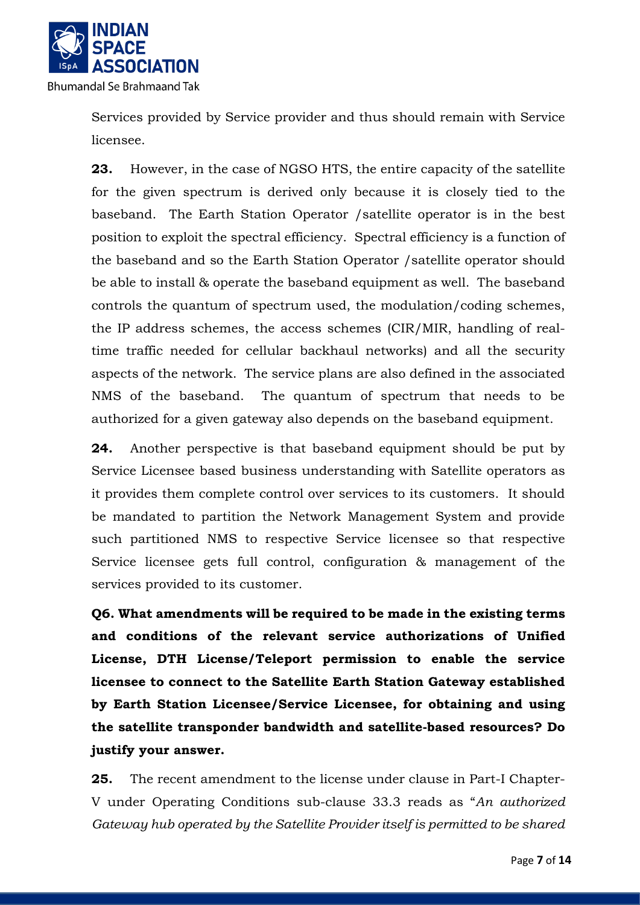Services provided by Service provider and thus should remain with Service licensee.

**23.** However, in the case of NGSO HTS, the entire capacity of the satellite for the given spectrum is derived only because it is closely tied to the baseband. The Earth Station Operator /satellite operator is in the best position to exploit the spectral efficiency. Spectral efficiency is a function of the baseband and so the Earth Station Operator /satellite operator should be able to install & operate the baseband equipment as well. The baseband controls the quantum of spectrum used, the modulation/coding schemes, the IP address schemes, the access schemes (CIR/MIR, handling of real-time traffic needed for cellular backhaul networks) and all the security aspects of the network. The service plans are also defined in the associated NMS of the baseband. The quantum of spectrum that needs to be authorized for a given gateway also depends on the baseband equipment.

**24.** Another perspective is that baseband equipment should be put by Service Licensee based business understanding with Satellite operators as it provides them complete control over services to its customers. It should be mandated to partition the Network Management System and provide such partitioned NMS to respective Service licensee so that respective Service licensee gets full control, configuration & management of the services provided to its customer.

**Q6. What amendments will be required to be made in the existing terms and conditions of the relevant service authorizations of Unified License, DTH License/Teleport permission to enable the service licensee to connect to the Satellite Earth Station Gateway established by Earth Station Licensee/Service Licensee, for obtaining and using the satellite transponder bandwidth and satellite-based resources? Do justify your answer.**

**25.** The recent amendment to the license under clause in Part-I Chapter-V under Operating Conditions sub-clause 33.3 reads as "*An authorized Gateway hub operated by the Satellite Provider itself is permitted to be shared*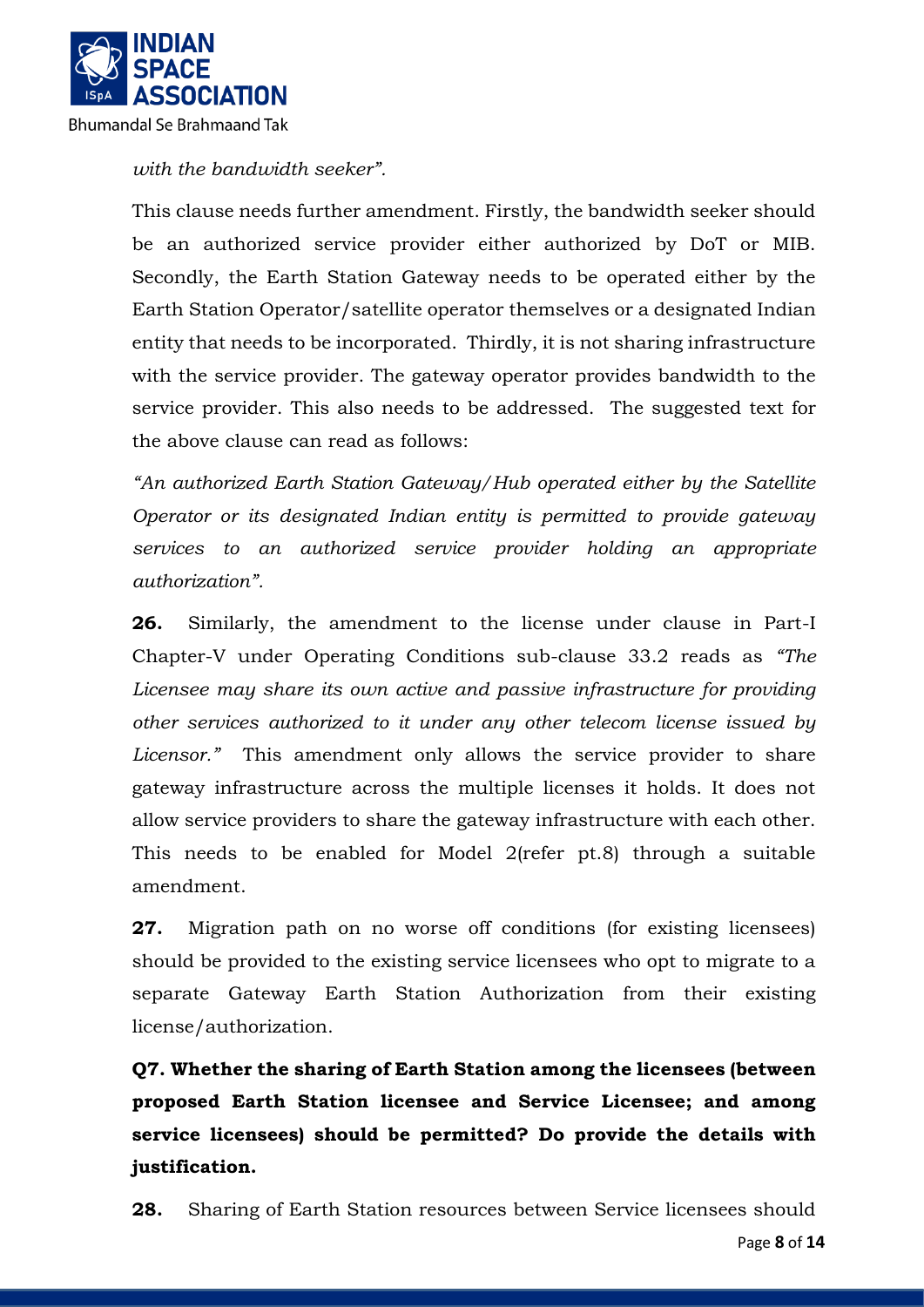*with the bandwidth seeker".*

This clause needs further amendment. Firstly, the bandwidth seeker should be an authorized service provider either authorized by DoT or MIB. Secondly, the Earth Station Gateway needs to be operated either by the Earth Station Operator/satellite operator themselves or a designated Indian entity that needs to be incorporated. Thirdly, it is not sharing infrastructure with the service provider. The gateway operator provides bandwidth to the service provider. This also needs to be addressed. The suggested text for the above clause can read as follows:

*"An authorized Earth Station Gateway/Hub operated either by the Satellite Operator or its designated Indian entity is permitted to provide gateway services to an authorized service provider holding an appropriate authorization".*

**26.** Similarly, the amendment to the license under clause in Part-I Chapter-V under Operating Conditions sub-clause 33.2 reads as *"The Licensee may share its own active and passive infrastructure for providing other services authorized to it under any other telecom license issued by Licensor."* This amendment only allows the service provider to share gateway infrastructure across the multiple licenses it holds. It does not allow service providers to share the gateway infrastructure with each other. This needs to be enabled for Model 2(refer pt.8) through a suitable amendment.

**27.** Migration path on no worse off conditions (for existing licensees) should be provided to the existing service licensees who opt to migrate to a separate Gateway Earth Station Authorization from their existing license/authorization.

**Q7. Whether the sharing of Earth Station among the licensees (between proposed Earth Station licensee and Service Licensee; and among service licensees) should be permitted? Do provide the details with justification.**

**28.** Sharing of Earth Station resources between Service licensees should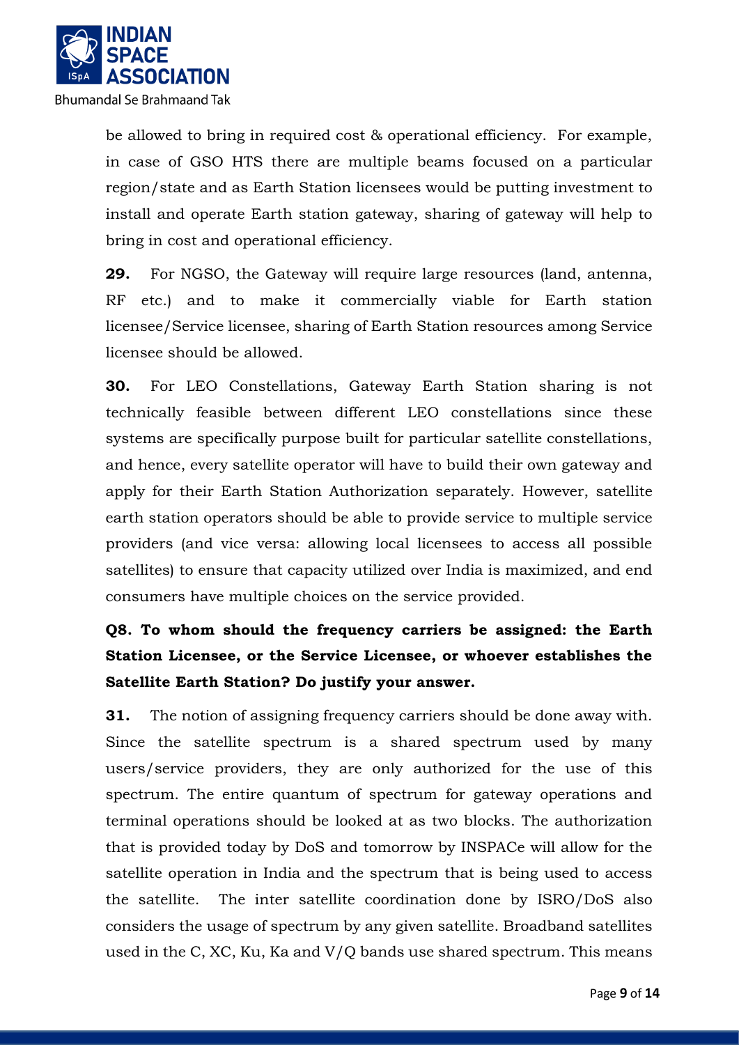be allowed to bring in required cost & operational efficiency. For example, in case of GSO HTS there are multiple beams focused on a particular region/state and as Earth Station licensees would be putting investment to install and operate Earth station gateway, sharing of gateway will help to bring in cost and operational efficiency.

**29.** For NGSO, the Gateway will require large resources (land, antenna, RF etc.) and to make it commercially viable for Earth station licensee/Service licensee, sharing of Earth Station resources among Service licensee should be allowed.

**30.** For LEO Constellations, Gateway Earth Station sharing is not technically feasible between different LEO constellations since these systems are specifically purpose built for particular satellite constellations, and hence, every satellite operator will have to build their own gateway and apply for their Earth Station Authorization separately. However, satellite earth station operators should be able to provide service to multiple service providers (and vice versa: allowing local licensees to access all possible satellites) to ensure that capacity utilized over India is maximized, and end consumers have multiple choices on the service provided.

**Q8. To whom should the frequency carriers be assigned: the Earth Station Licensee, or the Service Licensee, or whoever establishes the Satellite Earth Station? Do justify your answer.**

**31.** The notion of assigning frequency carriers should be done away with. Since the satellite spectrum is a shared spectrum used by many users/service providers, they are only authorized for the use of this spectrum. The entire quantum of spectrum for gateway operations and terminal operations should be looked at as two blocks. The authorization that is provided today by DoS and tomorrow by INSPACe will allow for the satellite operation in India and the spectrum that is being used to access the satellite. The inter satellite coordination done by ISRO/DoS also considers the usage of spectrum by any given satellite. Broadband satellites used in the C, XC, Ku, Ka and V/Q bands use shared spectrum. This means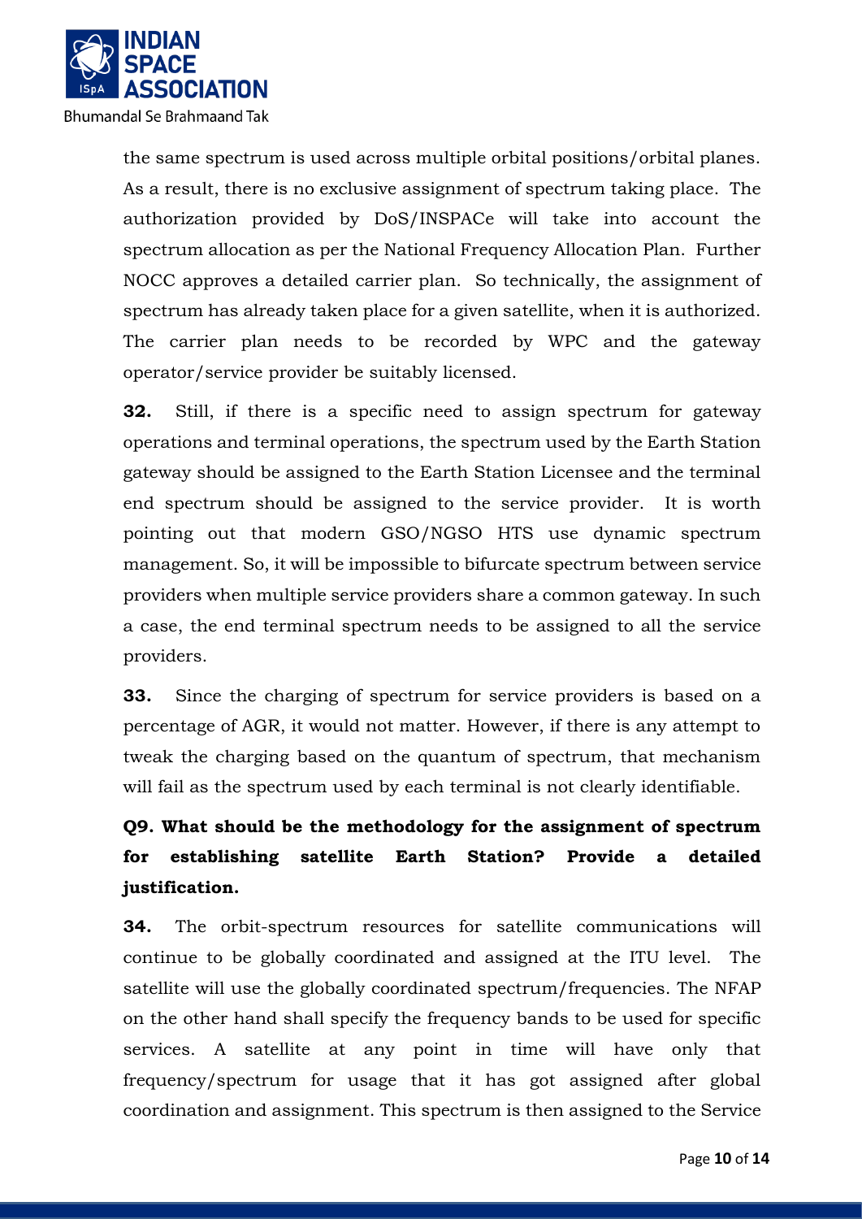the same spectrum is used across multiple orbital positions/orbital planes. As a result, there is no exclusive assignment of spectrum taking place. The authorization provided by DoS/INSPACe will take into account the spectrum allocation as per the National Frequency Allocation Plan. Further NOCC approves a detailed carrier plan. So technically, the assignment of spectrum has already taken place for a given satellite, when it is authorized. The carrier plan needs to be recorded by WPC and the gateway operator/service provider be suitably licensed.

**32.** Still, if there is a specific need to assign spectrum for gateway operations and terminal operations, the spectrum used by the Earth Station gateway should be assigned to the Earth Station Licensee and the terminal end spectrum should be assigned to the service provider. It is worth pointing out that modern GSO/NGSO HTS use dynamic spectrum management. So, it will be impossible to bifurcate spectrum between service providers when multiple service providers share a common gateway. In such a case, the end terminal spectrum needs to be assigned to all the service providers.

**33.** Since the charging of spectrum for service providers is based on a percentage of AGR, it would not matter. However, if there is any attempt to tweak the charging based on the quantum of spectrum, that mechanism will fail as the spectrum used by each terminal is not clearly identifiable.

**Q9. What should be the methodology for the assignment of spectrum for establishing satellite Earth Station? Provide a detailed justification.**

**34.** The orbit-spectrum resources for satellite communications will continue to be globally coordinated and assigned at the ITU level. The satellite will use the globally coordinated spectrum/frequencies. The NFAP on the other hand shall specify the frequency bands to be used for specific services. A satellite at any point in time will have only that frequency/spectrum for usage that it has got assigned after global coordination and assignment. This spectrum is then assigned to the Service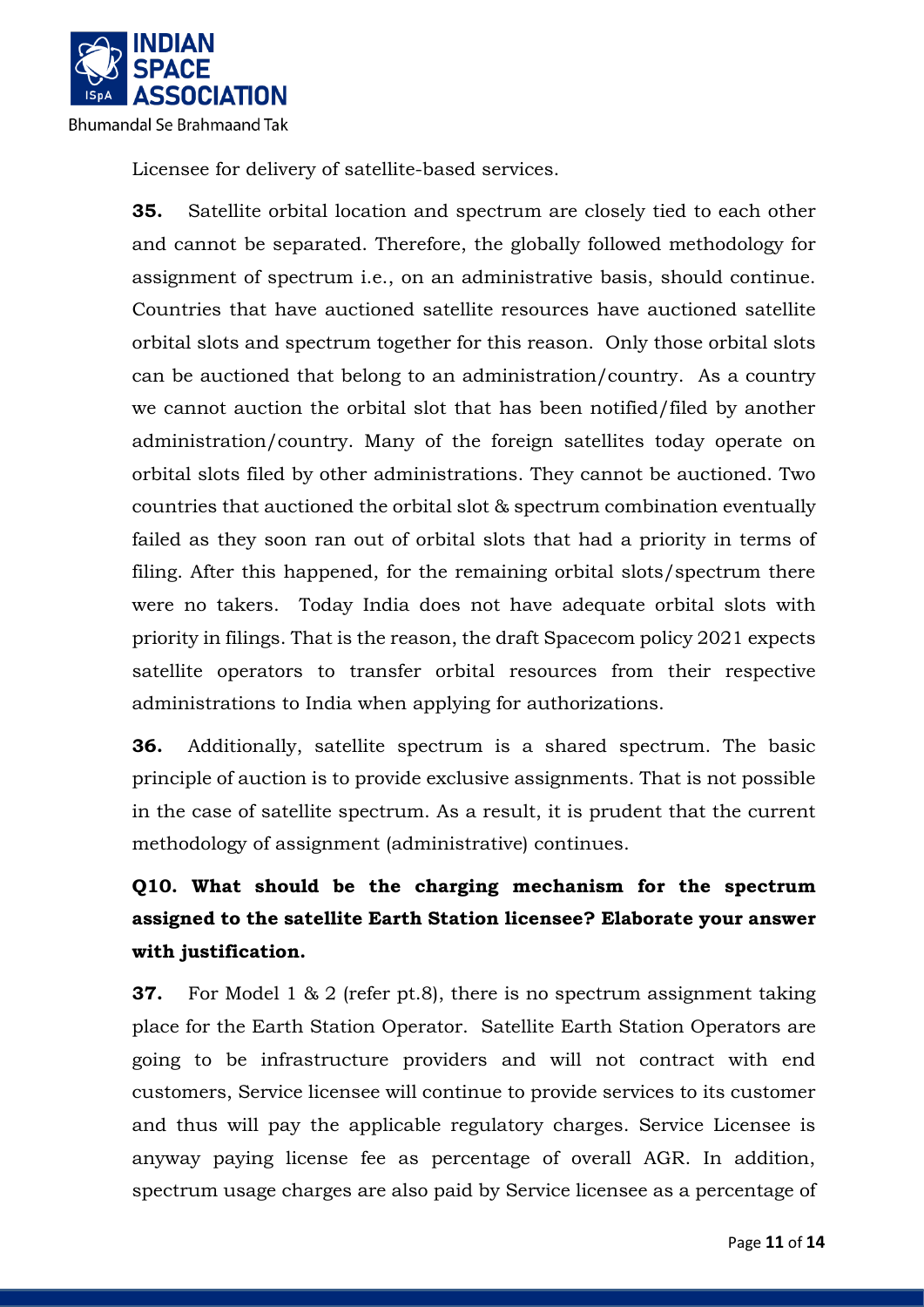Licensee for delivery of satellite-based services.

**35.** Satellite orbital location and spectrum are closely tied to each other and cannot be separated. Therefore, the globally followed methodology for assignment of spectrum i.e., on an administrative basis, should continue. Countries that have auctioned satellite resources have auctioned satellite orbital slots and spectrum together for this reason. Only those orbital slots can be auctioned that belong to an administration/country. As a country we cannot auction the orbital slot that has been notified/filed by another administration/country. Many of the foreign satellites today operate on orbital slots filed by other administrations. They cannot be auctioned. Two countries that auctioned the orbital slot & spectrum combination eventually failed as they soon ran out of orbital slots that had a priority in terms of filing. After this happened, for the remaining orbital slots/spectrum there were no takers. Today India does not have adequate orbital slots with priority in filings. That is the reason, the draft Spacecom policy 2021 expects satellite operators to transfer orbital resources from their respective administrations to India when applying for authorizations.

**36.** Additionally, satellite spectrum is a shared spectrum. The basic principle of auction is to provide exclusive assignments. That is not possible in the case of satellite spectrum. As a result, it is prudent that the current methodology of assignment (administrative) continues.

**Q10. What should be the charging mechanism for the spectrum assigned to the satellite Earth Station licensee? Elaborate your answer with justification.**

**37.** For Model 1 & 2 (refer pt.8), there is no spectrum assignment taking place for the Earth Station Operator. Satellite Earth Station Operators are going to be infrastructure providers and will not contract with end customers, Service licensee will continue to provide services to its customer and thus will pay the applicable regulatory charges. Service Licensee is anyway paying license fee as percentage of overall AGR. In addition, spectrum usage charges are also paid by Service licensee as a percentage of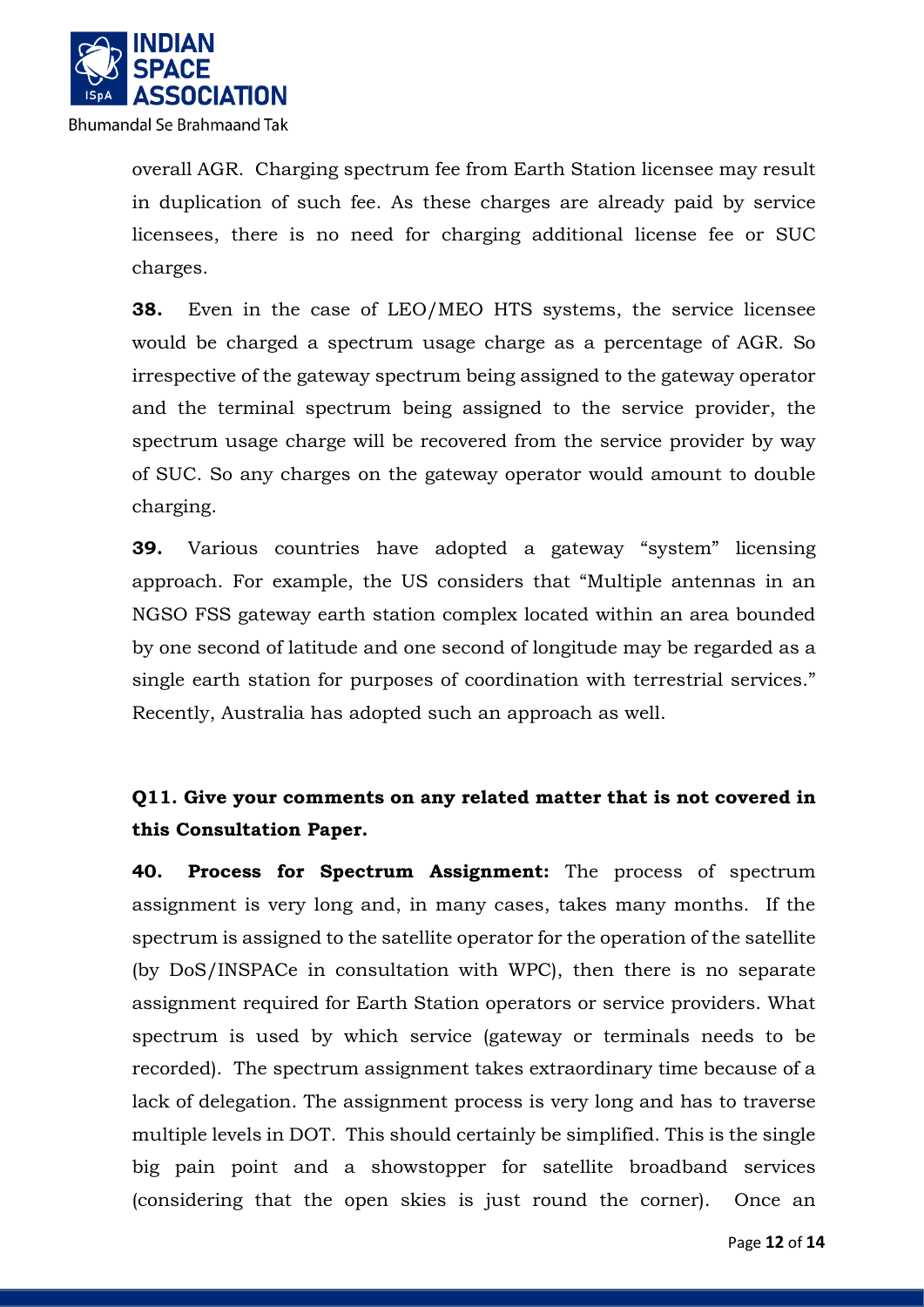overall AGR. Charging spectrum fee from Earth Station licensee may result in duplication of such fee. As these charges are already paid by service licensees, there is no need for charging additional license fee or SUC charges.

**38.** Even in the case of LEO/MEO HTS systems, the service licensee would be charged a spectrum usage charge as a percentage of AGR. So irrespective of the gateway spectrum being assigned to the gateway operator and the terminal spectrum being assigned to the service provider, the spectrum usage charge will be recovered from the service provider by way of SUC. So any charges on the gateway operator would amount to double charging.

**39.** Various countries have adopted a gateway "system" licensing approach. For example, the US considers that "Multiple antennas in an NGSO FSS gateway earth station complex located within an area bounded by one second of latitude and one second of longitude may be regarded as a single earth station for purposes of coordination with terrestrial services." Recently, Australia has adopted such an approach as well.

**Q11. Give your comments on any related matter that is not covered in this Consultation Paper.**

**40. Process for Spectrum Assignment:** The process of spectrum assignment is very long and, in many cases, takes many months. If the spectrum is assigned to the satellite operator for the operation of the satellite (by DoS/INSPACe in consultation with WPC), then there is no separate assignment required for Earth Station operators or service providers. What spectrum is used by which service (gateway or terminals needs to be recorded). The spectrum assignment takes extraordinary time because of a lack of delegation. The assignment process is very long and has to traverse multiple levels in DOT. This should certainly be simplified. This is the single big pain point and a showstopper for satellite broadband services (considering that the open skies is just round the corner). Once an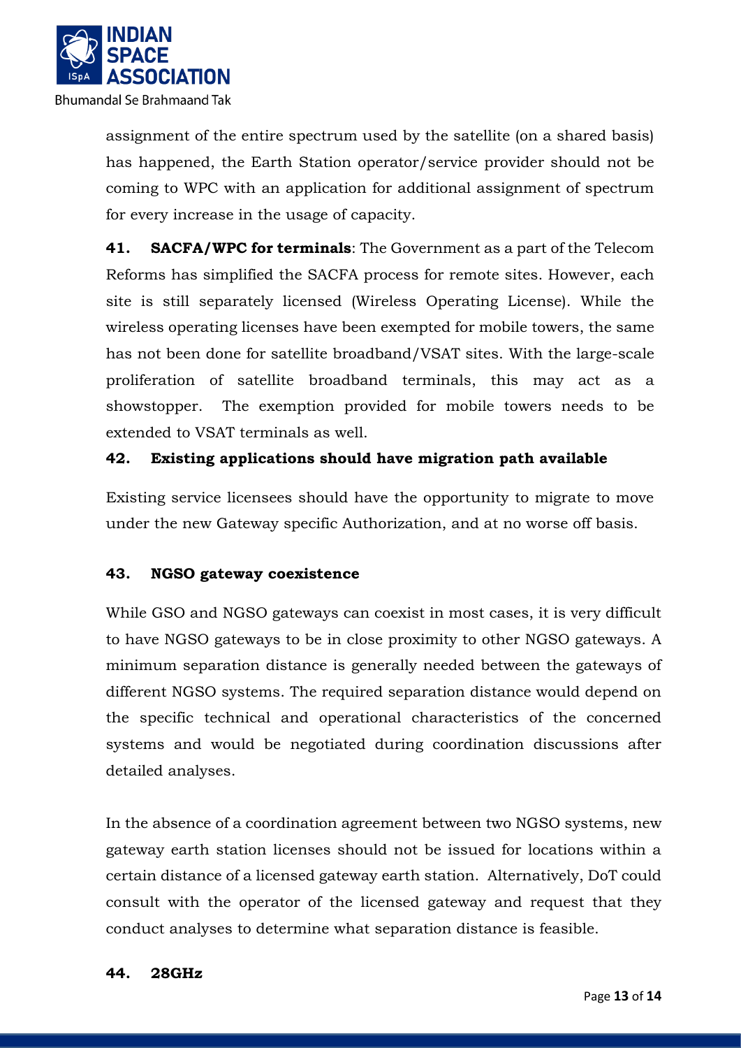assignment of the entire spectrum used by the satellite (on a shared basis) has happened, the Earth Station operator/service provider should not be coming to WPC with an application for additional assignment of spectrum for every increase in the usage of capacity.

**41. SACFA/WPC for terminals**: The Government as a part of the Telecom Reforms has simplified the SACFA process for remote sites. However, each site is still separately licensed (Wireless Operating License). While the wireless operating licenses have been exempted for mobile towers, the same has not been done for satellite broadband/VSAT sites. With the large-scale proliferation of satellite broadband terminals, this may act as a showstopper. The exemption provided for mobile towers needs to be extended to VSAT terminals as well.

**42. Existing applications should have migration path available**

Existing service licensees should have the opportunity to migrate to move under the new Gateway specific Authorization, and at no worse off basis.

**43. NGSO gateway coexistence**

While GSO and NGSO gateways can coexist in most cases, it is very difficult to have NGSO gateways to be in close proximity to other NGSO gateways. A minimum separation distance is generally needed between the gateways of different NGSO systems. The required separation distance would depend on the specific technical and operational characteristics of the concerned systems and would be negotiated during coordination discussions after detailed analyses.

In the absence of a coordination agreement between two NGSO systems, new gateway earth station licenses should not be issued for locations within a certain distance of a licensed gateway earth station. Alternatively, DoT could consult with the operator of the licensed gateway and request that they conduct analyses to determine what separation distance is feasible.

**44. 28GHz**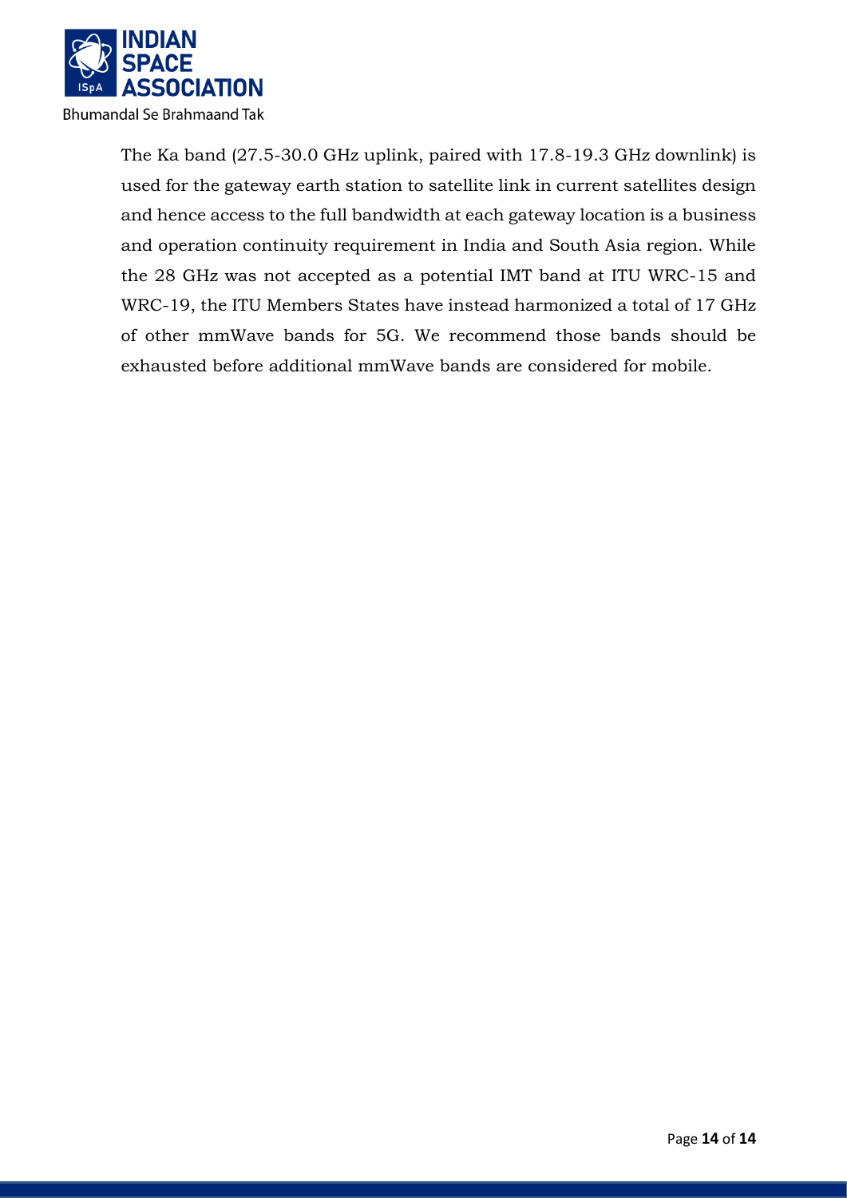The Ka band (27.5-30.0 GHz uplink, paired with 17.8-19.3 GHz downlink) is used for the gateway earth station to satellite link in current satellites design and hence access to the full bandwidth at each gateway location is a business and operation continuity requirement in India and South Asia region. While the 28 GHz was not accepted as a potential IMT band at ITU WRC-15 and WRC-19, the ITU Members States have instead harmonized a total of 17 GHz of other mmWave bands for 5G. We recommend those bands should be exhausted before additional mmWave bands are considered for mobile.